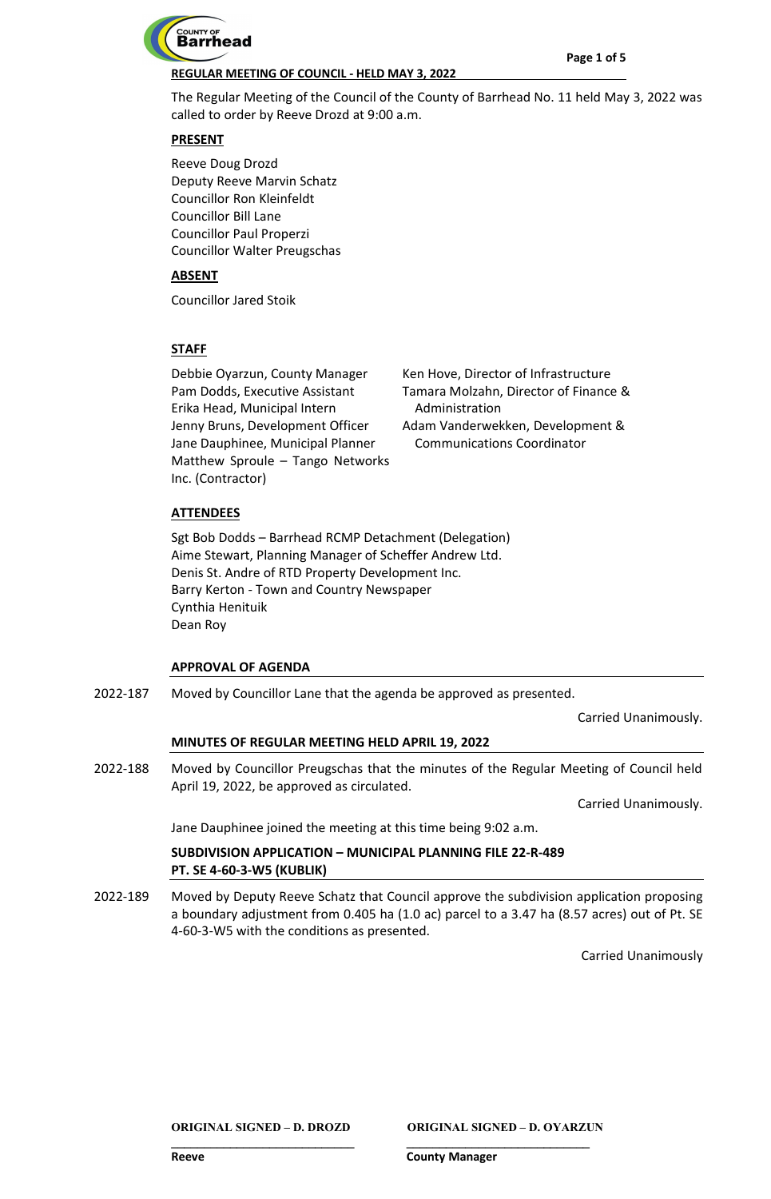**REGULAR MEETING OF COUNCIL - HELD MAY 3, 2022**

The Regular Meeting of the Council of the County of Barrhead No. 11 held May 3, 2022 was called to order by Reeve Drozd at 9:00 a.m.

**PRESENT**

Reeve Doug Drozd
Deputy Reeve Marvin Schatz
Councillor Ron Kleinfeldt
Councillor Bill Lane
Councillor Paul Properzi
Councillor Walter Preugschas

**ABSENT**

Councillor Jared Stoik

**STAFF**

Debbie Oyarzun, County Manager
Pam Dodds, Executive Assistant
Erika Head, Municipal Intern
Jenny Bruns, Development Officer
Jane Dauphinee, Municipal Planner
Matthew Sproule – Tango Networks Inc. (Contractor)
Ken Hove, Director of Infrastructure
Tamara Molzahn, Director of Finance & Administration
Adam Vanderwekken, Development & Communications Coordinator

**ATTENDEES**

Sgt Bob Dodds – Barrhead RCMP Detachment (Delegation)
Aime Stewart, Planning Manager of Scheffer Andrew Ltd.
Denis St. Andre of RTD Property Development Inc.
Barry Kerton - Town and Country Newspaper
Cynthia Henituik
Dean Roy

**APPROVAL OF AGENDA**

2022-187 Moved by Councillor Lane that the agenda be approved as presented.

Carried Unanimously.

**MINUTES OF REGULAR MEETING HELD APRIL 19, 2022**

2022-188 Moved by Councillor Preugschas that the minutes of the Regular Meeting of Council held April 19, 2022, be approved as circulated.

Carried Unanimously.

Jane Dauphinee joined the meeting at this time being 9:02 a.m.

**SUBDIVISION APPLICATION – MUNICIPAL PLANNING FILE 22-R-489**
**PT. SE 4-60-3-W5 (KUBLIK)**

2022-189 Moved by Deputy Reeve Schatz that Council approve the subdivision application proposing a boundary adjustment from 0.405 ha (1.0 ac) parcel to a 3.47 ha (8.57 acres) out of Pt. SE 4-60-3-W5 with the conditions as presented.

Carried Unanimously

ORIGINAL SIGNED – D. DROZD
Reeve

ORIGINAL SIGNED – D. OYARZUN
County Manager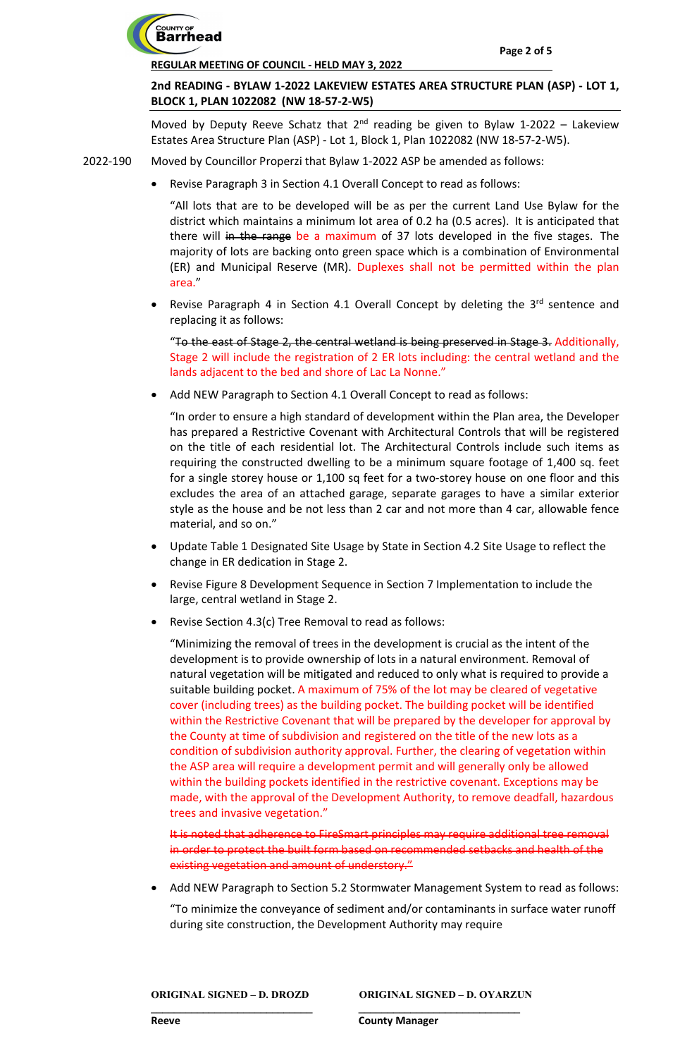**2nd READING - BYLAW 1-2022 LAKEVIEW ESTATES AREA STRUCTURE PLAN (ASP) - LOT 1, BLOCK 1, PLAN 1022082 (NW 18-57-2-W5)**

Moved by Deputy Reeve Schatz that 2nd reading be given to Bylaw 1-2022 – Lakeview Estates Area Structure Plan (ASP) - Lot 1, Block 1, Plan 1022082 (NW 18-57-2-W5).

2022-190 Moved by Councillor Properzi that Bylaw 1-2022 ASP be amended as follows:

- Revise Paragraph 3 in Section 4.1 Overall Concept to read as follows:

  "All lots that are to be developed will be as per the current Land Use Bylaw for the district which maintains a minimum lot area of 0.2 ha (0.5 acres). It is anticipated that there will ~~in the range~~ be a maximum of 37 lots developed in the five stages. The majority of lots are backing onto green space which is a combination of Environmental (ER) and Municipal Reserve (MR). Duplexes shall not be permitted within the plan area."

- Revise Paragraph 4 in Section 4.1 Overall Concept by deleting the 3rd sentence and replacing it as follows:

  "~~To the east of Stage 2, the central wetland is being preserved in Stage 3.~~ Additionally, Stage 2 will include the registration of 2 ER lots including: the central wetland and the lands adjacent to the bed and shore of Lac La Nonne."

- Add NEW Paragraph to Section 4.1 Overall Concept to read as follows:

  "In order to ensure a high standard of development within the Plan area, the Developer has prepared a Restrictive Covenant with Architectural Controls that will be registered on the title of each residential lot. The Architectural Controls include such items as requiring the constructed dwelling to be a minimum square footage of 1,400 sq. feet for a single storey house or 1,100 sq feet for a two-storey house on one floor and this excludes the area of an attached garage, separate garages to have a similar exterior style as the house and be not less than 2 car and not more than 4 car, allowable fence material, and so on."

- Update Table 1 Designated Site Usage by State in Section 4.2 Site Usage to reflect the change in ER dedication in Stage 2.

- Revise Figure 8 Development Sequence in Section 7 Implementation to include the large, central wetland in Stage 2.

- Revise Section 4.3(c) Tree Removal to read as follows:

  "Minimizing the removal of trees in the development is crucial as the intent of the development is to provide ownership of lots in a natural environment. Removal of natural vegetation will be mitigated and reduced to only what is required to provide a suitable building pocket. A maximum of 75% of the lot may be cleared of vegetative cover (including trees) as the building pocket. The building pocket will be identified within the Restrictive Covenant that will be prepared by the developer for approval by the County at time of subdivision and registered on the title of the new lots as a condition of subdivision authority approval. Further, the clearing of vegetation within the ASP area will require a development permit and will generally only be allowed within the building pockets identified in the restrictive covenant. Exceptions may be made, with the approval of the Development Authority, to remove deadfall, hazardous trees and invasive vegetation."

  ~~It is noted that adherence to FireSmart principles may require additional tree removal in order to protect the built form based on recommended setbacks and health of the existing vegetation and amount of understory."~~

- Add NEW Paragraph to Section 5.2 Stormwater Management System to read as follows:

  "To minimize the conveyance of sediment and/or contaminants in surface water runoff during site construction, the Development Authority may require

ORIGINAL SIGNED – D. DROZD
Reeve

ORIGINAL SIGNED – D. OYARZUN
County Manager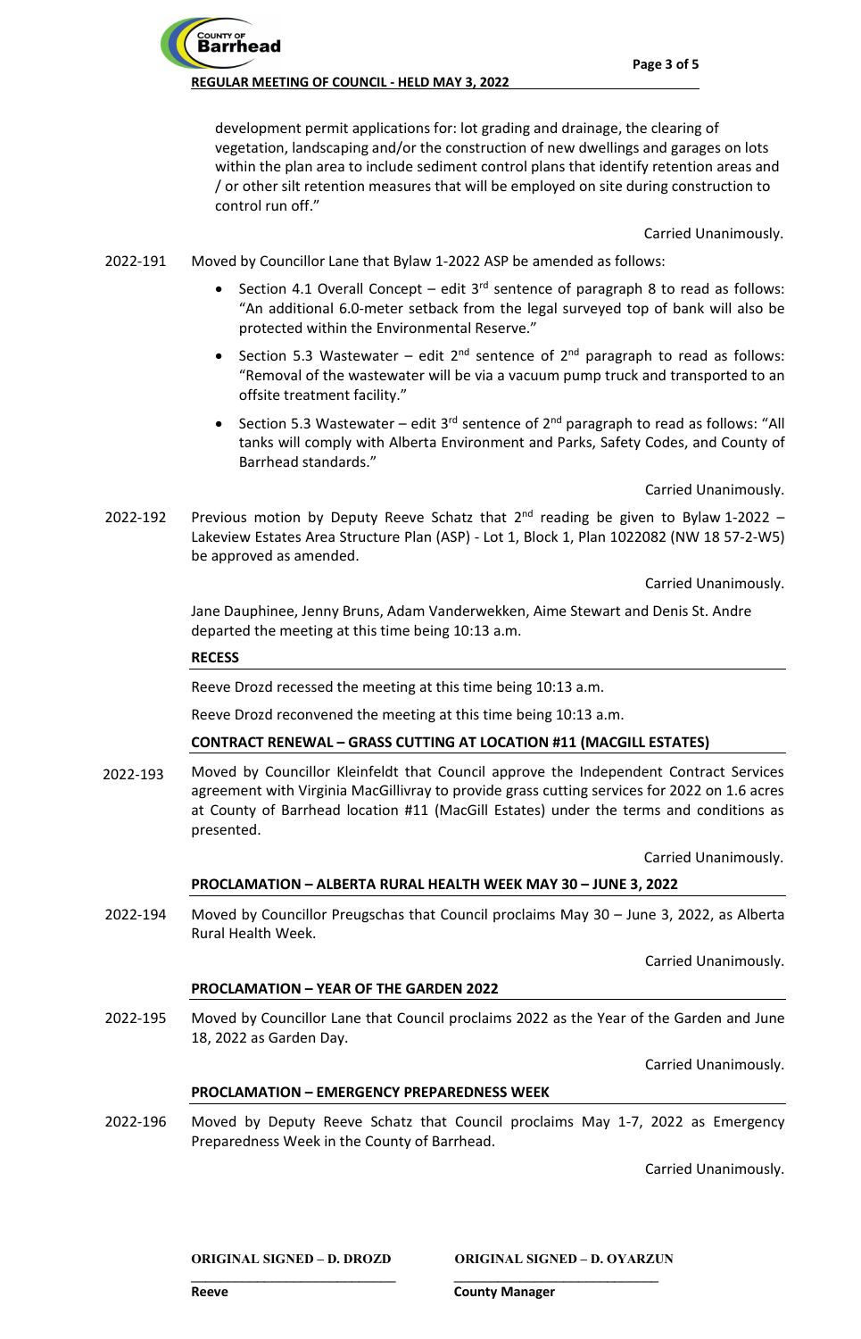development permit applications for: lot grading and drainage, the clearing of vegetation, landscaping and/or the construction of new dwellings and garages on lots within the plan area to include sediment control plans that identify retention areas and / or other silt retention measures that will be employed on site during construction to control run off."

Carried Unanimously.

2022-191 Moved by Councillor Lane that Bylaw 1-2022 ASP be amended as follows:

- Section 4.1 Overall Concept – edit 3rd sentence of paragraph 8 to read as follows: "An additional 6.0-meter setback from the legal surveyed top of bank will also be protected within the Environmental Reserve."
- Section 5.3 Wastewater – edit 2nd sentence of 2nd paragraph to read as follows: "Removal of the wastewater will be via a vacuum pump truck and transported to an offsite treatment facility."
- Section 5.3 Wastewater – edit 3rd sentence of 2nd paragraph to read as follows: "All tanks will comply with Alberta Environment and Parks, Safety Codes, and County of Barrhead standards."

Carried Unanimously.

2022-192 Previous motion by Deputy Reeve Schatz that 2nd reading be given to Bylaw 1-2022 – Lakeview Estates Area Structure Plan (ASP) - Lot 1, Block 1, Plan 1022082 (NW 18 57-2-W5) be approved as amended.

Carried Unanimously.

Jane Dauphinee, Jenny Bruns, Adam Vanderwekken, Aime Stewart and Denis St. Andre departed the meeting at this time being 10:13 a.m.

**RECESS**

Reeve Drozd recessed the meeting at this time being 10:13 a.m.

Reeve Drozd reconvened the meeting at this time being 10:13 a.m.

**CONTRACT RENEWAL – GRASS CUTTING AT LOCATION #11 (MACGILL ESTATES)**

2022-193 Moved by Councillor Kleinfeldt that Council approve the Independent Contract Services agreement with Virginia MacGillivray to provide grass cutting services for 2022 on 1.6 acres at County of Barrhead location #11 (MacGill Estates) under the terms and conditions as presented.

Carried Unanimously.

**PROCLAMATION – ALBERTA RURAL HEALTH WEEK MAY 30 – JUNE 3, 2022**

2022-194 Moved by Councillor Preugschas that Council proclaims May 30 – June 3, 2022, as Alberta Rural Health Week.

Carried Unanimously.

**PROCLAMATION – YEAR OF THE GARDEN 2022**

2022-195 Moved by Councillor Lane that Council proclaims 2022 as the Year of the Garden and June 18, 2022 as Garden Day.

Carried Unanimously.

**PROCLAMATION – EMERGENCY PREPAREDNESS WEEK**

2022-196 Moved by Deputy Reeve Schatz that Council proclaims May 1-7, 2022 as Emergency Preparedness Week in the County of Barrhead.

Carried Unanimously.

**ORIGINAL SIGNED – D. DROZD**
**Reeve**

**ORIGINAL SIGNED – D. OYARZUN**
**County Manager**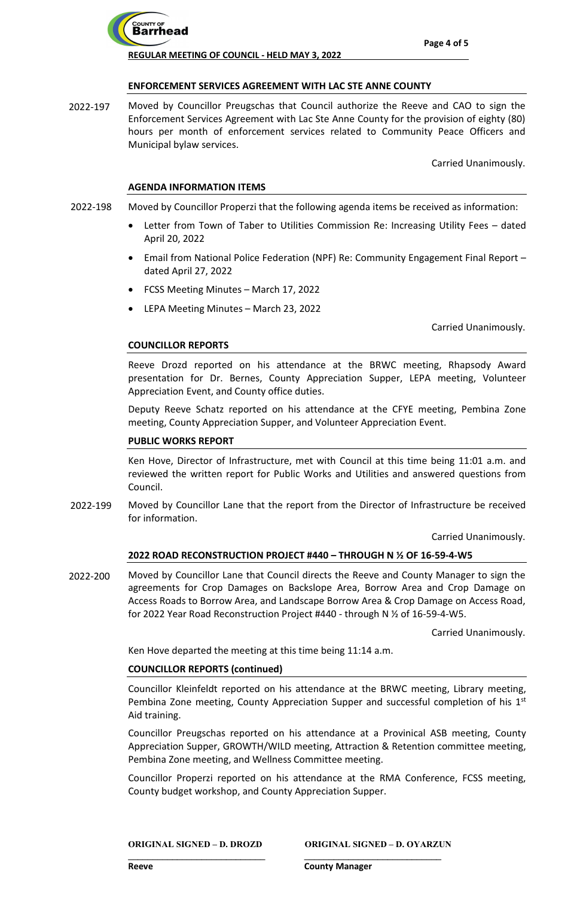## ENFORCEMENT SERVICES AGREEMENT WITH LAC STE ANNE COUNTY

2022-197 Moved by Councillor Preugschas that Council authorize the Reeve and CAO to sign the Enforcement Services Agreement with Lac Ste Anne County for the provision of eighty (80) hours per month of enforcement services related to Community Peace Officers and Municipal bylaw services.

Carried Unanimously.

## AGENDA INFORMATION ITEMS

2022-198 Moved by Councillor Properzi that the following agenda items be received as information:

- Letter from Town of Taber to Utilities Commission Re: Increasing Utility Fees – dated April 20, 2022
- Email from National Police Federation (NPF) Re: Community Engagement Final Report – dated April 27, 2022
- FCSS Meeting Minutes – March 17, 2022
- LEPA Meeting Minutes – March 23, 2022

Carried Unanimously.

## COUNCILLOR REPORTS

Reeve Drozd reported on his attendance at the BRWC meeting, Rhapsody Award presentation for Dr. Bernes, County Appreciation Supper, LEPA meeting, Volunteer Appreciation Event, and County office duties.

Deputy Reeve Schatz reported on his attendance at the CFYE meeting, Pembina Zone meeting, County Appreciation Supper, and Volunteer Appreciation Event.

## PUBLIC WORKS REPORT

Ken Hove, Director of Infrastructure, met with Council at this time being 11:01 a.m. and reviewed the written report for Public Works and Utilities and answered questions from Council.

2022-199 Moved by Councillor Lane that the report from the Director of Infrastructure be received for information.

Carried Unanimously.

## 2022 ROAD RECONSTRUCTION PROJECT #440 – THROUGH N ½ OF 16-59-4-W5

2022-200 Moved by Councillor Lane that Council directs the Reeve and County Manager to sign the agreements for Crop Damages on Backslope Area, Borrow Area and Crop Damage on Access Roads to Borrow Area, and Landscape Borrow Area & Crop Damage on Access Road, for 2022 Year Road Reconstruction Project #440 - through N ½ of 16-59-4-W5.

Carried Unanimously.

Ken Hove departed the meeting at this time being 11:14 a.m.

## COUNCILLOR REPORTS (continued)

Councillor Kleinfeldt reported on his attendance at the BRWC meeting, Library meeting, Pembina Zone meeting, County Appreciation Supper and successful completion of his 1st Aid training.

Councillor Preugschas reported on his attendance at a Provincial ASB meeting, County Appreciation Supper, GROWTH/WILD meeting, Attraction & Retention committee meeting, Pembina Zone meeting, and Wellness Committee meeting.

Councillor Properzi reported on his attendance at the RMA Conference, FCSS meeting, County budget workshop, and County Appreciation Supper.

| ORIGINAL SIGNED – D. DROZD | ORIGINAL SIGNED – D. OYARZUN |
|---|---|
| Reeve | County Manager |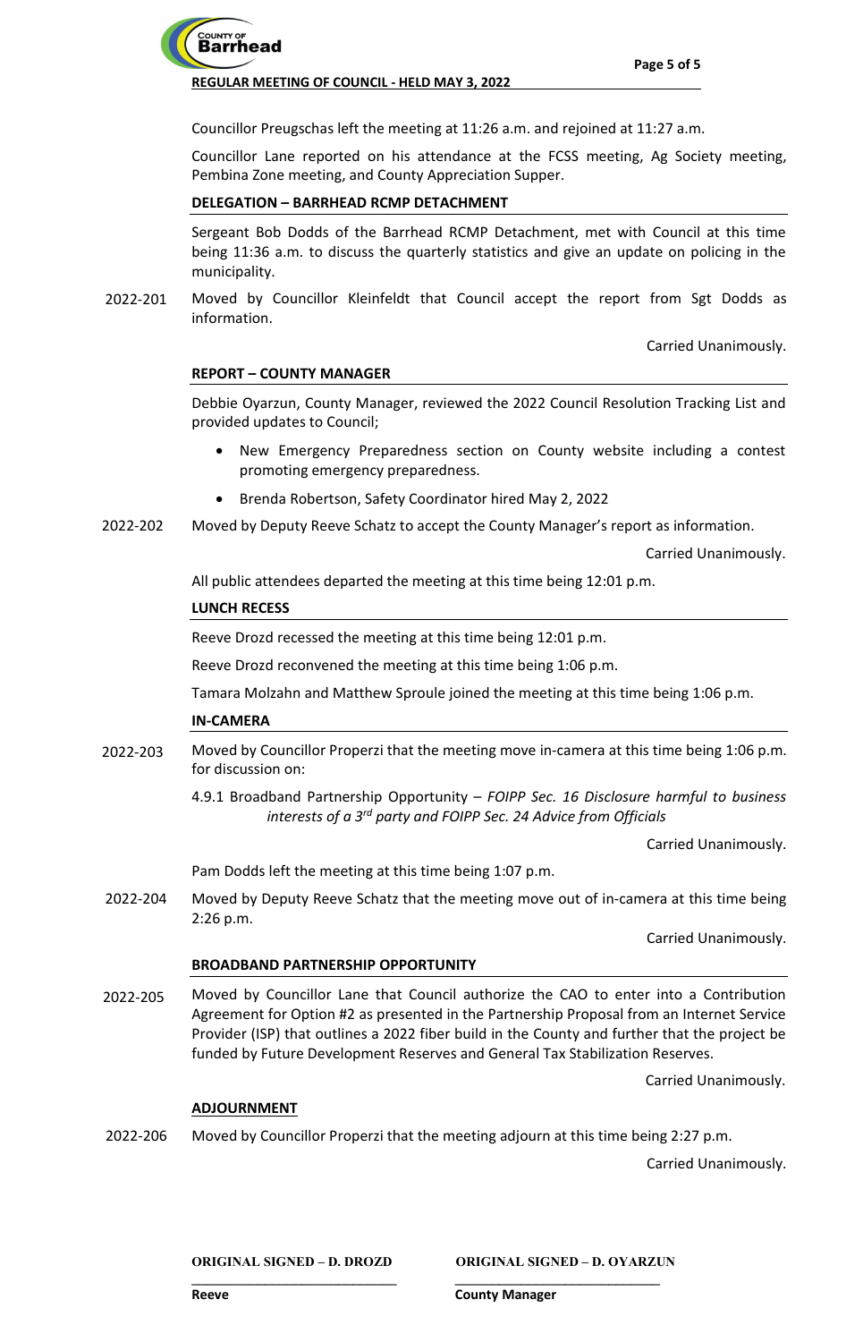Councillor Preugschas left the meeting at 11:26 a.m. and rejoined at 11:27 a.m.

Councillor Lane reported on his attendance at the FCSS meeting, Ag Society meeting, Pembina Zone meeting, and County Appreciation Supper.

**DELEGATION – BARRHEAD RCMP DETACHMENT**

Sergeant Bob Dodds of the Barrhead RCMP Detachment, met with Council at this time being 11:36 a.m. to discuss the quarterly statistics and give an update on policing in the municipality.

2022-201 Moved by Councillor Kleinfeldt that Council accept the report from Sgt Dodds as information.

Carried Unanimously.

**REPORT – COUNTY MANAGER**

Debbie Oyarzun, County Manager, reviewed the 2022 Council Resolution Tracking List and provided updates to Council;

- New Emergency Preparedness section on County website including a contest promoting emergency preparedness.
- Brenda Robertson, Safety Coordinator hired May 2, 2022

2022-202 Moved by Deputy Reeve Schatz to accept the County Manager's report as information.

Carried Unanimously.

All public attendees departed the meeting at this time being 12:01 p.m.

**LUNCH RECESS**

Reeve Drozd recessed the meeting at this time being 12:01 p.m.

Reeve Drozd reconvened the meeting at this time being 1:06 p.m.

Tamara Molzahn and Matthew Sproule joined the meeting at this time being 1:06 p.m.

**IN-CAMERA**

2022-203 Moved by Councillor Properzi that the meeting move in-camera at this time being 1:06 p.m. for discussion on:

4.9.1 Broadband Partnership Opportunity – *FOIPP Sec. 16 Disclosure harmful to business interests of a 3rd party and FOIPP Sec. 24 Advice from Officials*

Carried Unanimously.

Pam Dodds left the meeting at this time being 1:07 p.m.

2022-204 Moved by Deputy Reeve Schatz that the meeting move out of in-camera at this time being 2:26 p.m.

Carried Unanimously.

**BROADBAND PARTNERSHIP OPPORTUNITY**

2022-205 Moved by Councillor Lane that Council authorize the CAO to enter into a Contribution Agreement for Option #2 as presented in the Partnership Proposal from an Internet Service Provider (ISP) that outlines a 2022 fiber build in the County and further that the project be funded by Future Development Reserves and General Tax Stabilization Reserves.

Carried Unanimously.

**ADJOURNMENT**

2022-206 Moved by Councillor Properzi that the meeting adjourn at this time being 2:27 p.m.

Carried Unanimously.

**ORIGINAL SIGNED – D. DROZD**
**Reeve**

**ORIGINAL SIGNED – D. OYARZUN**
**County Manager**